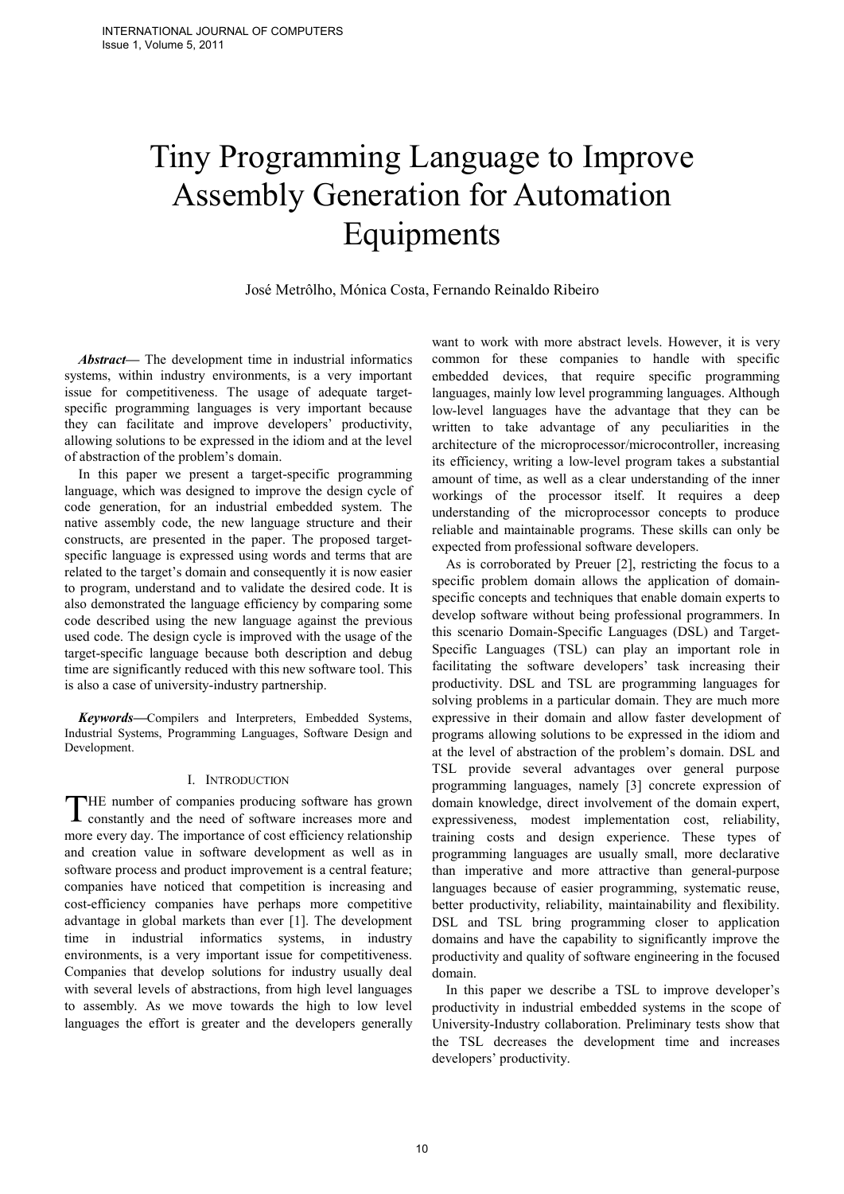# Tiny Programming Language to Improve Assembly Generation for Automation Equipments

José Metrôlho, Mónica Costa, Fernando Reinaldo Ribeiro

***Abstract***— The development time in industrial informatics systems, within industry environments, is a very important issue for competitiveness. The usage of adequate target-specific programming languages is very important because they can facilitate and improve developers' productivity, allowing solutions to be expressed in the idiom and at the level of abstraction of the problem's domain.

In this paper we present a target-specific programming language, which was designed to improve the design cycle of code generation, for an industrial embedded system. The native assembly code, the new language structure and their constructs, are presented in the paper. The proposed target-specific language is expressed using words and terms that are related to the target's domain and consequently it is now easier to program, understand and to validate the desired code. It is also demonstrated the language efficiency by comparing some code described using the new language against the previous used code. The design cycle is improved with the usage of the target-specific language because both description and debug time are significantly reduced with this new software tool. This is also a case of university-industry partnership.

***Keywords***—Compilers and Interpreters, Embedded Systems, Industrial Systems, Programming Languages, Software Design and Development.

## I. Introduction

The number of companies producing software has grown constantly and the need of software increases more and more every day. The importance of cost efficiency relationship and creation value in software development as well as in software process and product improvement is a central feature; companies have noticed that competition is increasing and cost-efficiency companies have perhaps more competitive advantage in global markets than ever [1]. The development time in industrial informatics systems, in industry environments, is a very important issue for competitiveness. Companies that develop solutions for industry usually deal with several levels of abstractions, from high level languages to assembly. As we move towards the high to low level languages the effort is greater and the developers generally want to work with more abstract levels. However, it is very common for these companies to handle with specific embedded devices, that require specific programming languages, mainly low level programming languages. Although low-level languages have the advantage that they can be written to take advantage of any peculiarities in the architecture of the microprocessor/microcontroller, increasing its efficiency, writing a low-level program takes a substantial amount of time, as well as a clear understanding of the inner workings of the processor itself. It requires a deep understanding of the microprocessor concepts to produce reliable and maintainable programs. These skills can only be expected from professional software developers.

As is corroborated by Preuer [2], restricting the focus to a specific problem domain allows the application of domain-specific concepts and techniques that enable domain experts to develop software without being professional programmers. In this scenario Domain-Specific Languages (DSL) and Target-Specific Languages (TSL) can play an important role in facilitating the software developers' task increasing their productivity. DSL and TSL are programming languages for solving problems in a particular domain. They are much more expressive in their domain and allow faster development of programs allowing solutions to be expressed in the idiom and at the level of abstraction of the problem's domain. DSL and TSL provide several advantages over general purpose programming languages, namely [3] concrete expression of domain knowledge, direct involvement of the domain expert, expressiveness, modest implementation cost, reliability, training costs and design experience. These types of programming languages are usually small, more declarative than imperative and more attractive than general-purpose languages because of easier programming, systematic reuse, better productivity, reliability, maintainability and flexibility. DSL and TSL bring programming closer to application domains and have the capability to significantly improve the productivity and quality of software engineering in the focused domain.

In this paper we describe a TSL to improve developer's productivity in industrial embedded systems in the scope of University-Industry collaboration. Preliminary tests show that the TSL decreases the development time and increases developers' productivity.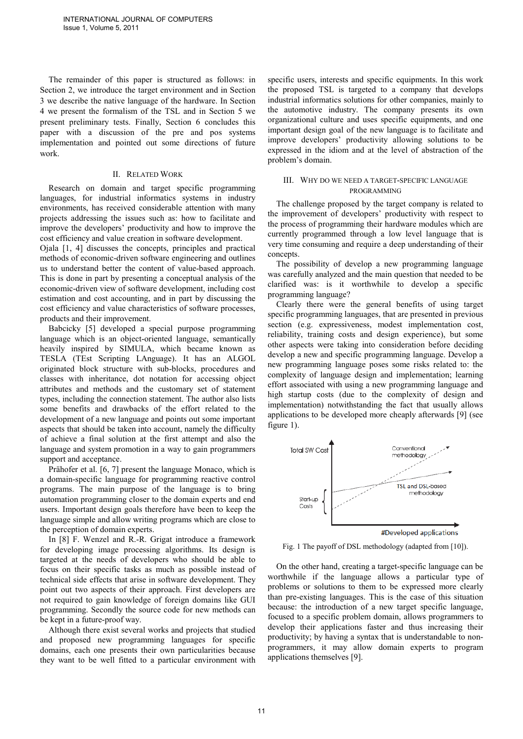The remainder of this paper is structured as follows: in Section 2, we introduce the target environment and in Section 3 we describe the native language of the hardware. In Section 4 we present the formalism of the TSL and in Section 5 we present preliminary tests. Finally, Section 6 concludes this paper with a discussion of the pre and pos systems implementation and pointed out some directions of future work.

## II. Related Work

Research on domain and target specific programming languages, for industrial informatics systems in industry environments, has received considerable attention with many projects addressing the issues such as: how to facilitate and improve the developers' productivity and how to improve the cost efficiency and value creation in software development.

Ojala [1, 4] discusses the concepts, principles and practical methods of economic-driven software engineering and outlines us to understand better the content of value-based approach. This is done in part by presenting a conceptual analysis of the economic-driven view of software development, including cost estimation and cost accounting, and in part by discussing the cost efficiency and value characteristics of software processes, products and their improvement.

Babcicky [5] developed a special purpose programming language which is an object-oriented language, semantically heavily inspired by SIMULA, which became known as TESLA (TEst Scripting LAnguage). It has an ALGOL originated block structure with sub-blocks, procedures and classes with inheritance, dot notation for accessing object attributes and methods and the customary set of statement types, including the connection statement. The author also lists some benefits and drawbacks of the effort related to the development of a new language and points out some important aspects that should be taken into account, namely the difficulty of achieve a final solution at the first attempt and also the language and system promotion in a way to gain programmers support and acceptance.

Prähofer et al. [6, 7] present the language Monaco, which is a domain-specific language for programming reactive control programs. The main purpose of the language is to bring automation programming closer to the domain experts and end users. Important design goals therefore have been to keep the language simple and allow writing programs which are close to the perception of domain experts.

In [8] F. Wenzel and R.-R. Grigat introduce a framework for developing image processing algorithms. Its design is targeted at the needs of developers who should be able to focus on their specific tasks as much as possible instead of technical side effects that arise in software development. They point out two aspects of their approach. First developers are not required to gain knowledge of foreign domains like GUI programming. Secondly the source code for new methods can be kept in a future-proof way.

Although there exist several works and projects that studied and proposed new programming languages for specific domains, each one presents their own particularities because they want to be well fitted to a particular environment with specific users, interests and specific equipments. In this work the proposed TSL is targeted to a company that develops industrial informatics solutions for other companies, mainly to the automotive industry. The company presents its own organizational culture and uses specific equipments, and one important design goal of the new language is to facilitate and improve developers' productivity allowing solutions to be expressed in the idiom and at the level of abstraction of the problem's domain.

## III. Why do we need a target-specific language programming

The challenge proposed by the target company is related to the improvement of developers' productivity with respect to the process of programming their hardware modules which are currently programmed through a low level language that is very time consuming and require a deep understanding of their concepts.

The possibility of develop a new programming language was carefully analyzed and the main question that needed to be clarified was: is it worthwhile to develop a specific programming language?

Clearly there were the general benefits of using target specific programming languages, that are presented in previous section (e.g. expressiveness, modest implementation cost, reliability, training costs and design experience), but some other aspects were taking into consideration before deciding develop a new and specific programming language. Develop a new programming language poses some risks related to: the complexity of language design and implementation; learning effort associated with using a new programming language and high startup costs (due to the complexity of design and implementation) notwithstanding the fact that usually allows applications to be developed more cheaply afterwards [9] (see figure 1).

Fig. 1 The payoff of DSL methodology (adapted from [10]).

On the other hand, creating a target-specific language can be worthwhile if the language allows a particular type of problems or solutions to them to be expressed more clearly than pre-existing languages. This is the case of this situation because: the introduction of a new target specific language, focused to a specific problem domain, allows programmers to develop their applications faster and thus increasing their productivity; by having a syntax that is understandable to non-programmers, it may allow domain experts to program applications themselves [9].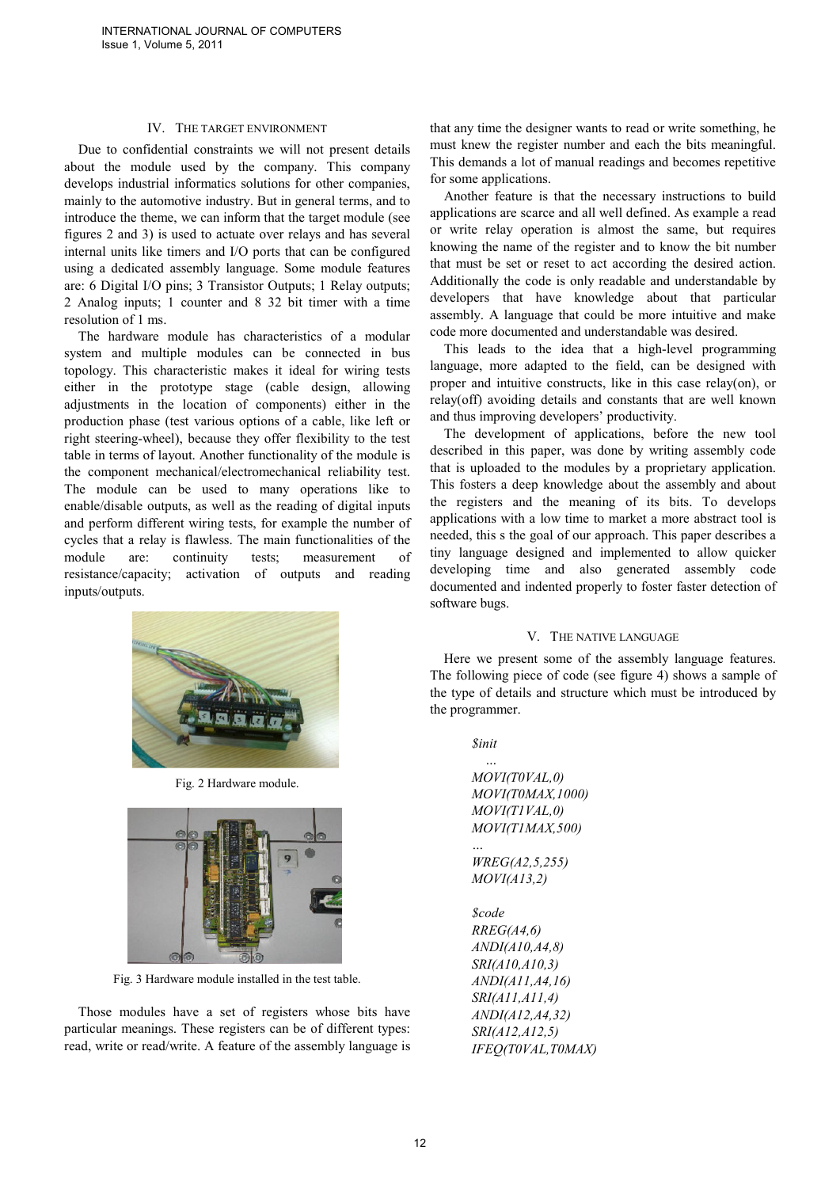## IV. THE TARGET ENVIRONMENT

Due to confidential constraints we will not present details about the module used by the company. This company develops industrial informatics solutions for other companies, mainly to the automotive industry. But in general terms, and to introduce the theme, we can inform that the target module (see figures 2 and 3) is used to actuate over relays and has several internal units like timers and I/O ports that can be configured using a dedicated assembly language. Some module features are: 6 Digital I/O pins; 3 Transistor Outputs; 1 Relay outputs; 2 Analog inputs; 1 counter and 8 32 bit timer with a time resolution of 1 ms.

The hardware module has characteristics of a modular system and multiple modules can be connected in bus topology. This characteristic makes it ideal for wiring tests either in the prototype stage (cable design, allowing adjustments in the location of components) either in the production phase (test various options of a cable, like left or right steering-wheel), because they offer flexibility to the test table in terms of layout. Another functionality of the module is the component mechanical/electromechanical reliability test. The module can be used to many operations like to enable/disable outputs, as well as the reading of digital inputs and perform different wiring tests, for example the number of cycles that a relay is flawless. The main functionalities of the module are: continuity tests; measurement of resistance/capacity; activation of outputs and reading inputs/outputs.

Fig. 2 Hardware module.

Fig. 3 Hardware module installed in the test table.

Those modules have a set of registers whose bits have particular meanings. These registers can be of different types: read, write or read/write. A feature of the assembly language is that any time the designer wants to read or write something, he must knew the register number and each the bits meaningful. This demands a lot of manual readings and becomes repetitive for some applications.

Another feature is that the necessary instructions to build applications are scarce and all well defined. As example a read or write relay operation is almost the same, but requires knowing the name of the register and to know the bit number that must be set or reset to act according the desired action. Additionally the code is only readable and understandable by developers that have knowledge about that particular assembly. A language that could be more intuitive and make code more documented and understandable was desired.

This leads to the idea that a high-level programming language, more adapted to the field, can be designed with proper and intuitive constructs, like in this case relay(on), or relay(off) avoiding details and constants that are well known and thus improving developers' productivity.

The development of applications, before the new tool described in this paper, was done by writing assembly code that is uploaded to the modules by a proprietary application. This fosters a deep knowledge about the assembly and about the registers and the meaning of its bits. To develops applications with a low time to market a more abstract tool is needed, this s the goal of our approach. This paper describes a tiny language designed and implemented to allow quicker developing time and also generated assembly code documented and indented properly to foster faster detection of software bugs.

## V. THE NATIVE LANGUAGE

Here we present some of the assembly language features. The following piece of code (see figure 4) shows a sample of the type of details and structure which must be introduced by the programmer.

```
$init
   ...
MOVI(T0VAL,0)
MOVI(T0MAX,1000)
MOVI(T1VAL,0)
MOVI(T1MAX,500)
...
WREG(A2,5,255)
MOVI(A13,2)

$code
RREG(A4,6)
ANDI(A10,A4,8)
SRI(A10,A10,3)
ANDI(A11,A4,16)
SRI(A11,A11,4)
ANDI(A12,A4,32)
SRI(A12,A12,5)
IFEQ(T0VAL,T0MAX)
```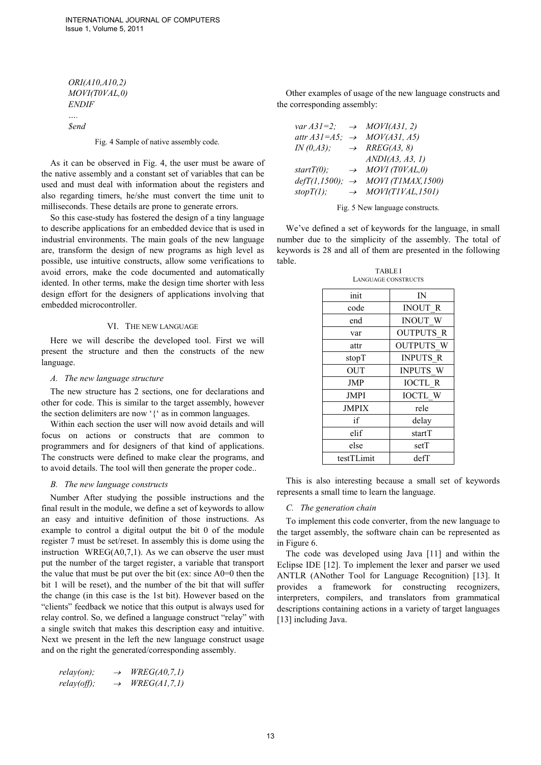*ORI(A10,A10,2)*
*MOVI(T0VAL,0)*
*ENDIF*
*….*
*$end*

Fig. 4 Sample of native assembly code.

As it can be observed in Fig. 4, the user must be aware of the native assembly and a constant set of variables that can be used and must deal with information about the registers and also regarding timers, he/she must convert the time unit to milliseconds. These details are prone to generate errors.

So this case-study has fostered the design of a tiny language to describe applications for an embedded device that is used in industrial environments. The main goals of the new language are, transform the design of new programs as high level as possible, use intuitive constructs, allow some verifications to avoid errors, make the code documented and automatically idented. In other terms, make the design time shorter with less design effort for the designers of applications involving that embedded microcontroller.

## VI. The New Language

Here we will describe the developed tool. First we will present the structure and then the constructs of the new language.

### A. The new language structure

The new structure has 2 sections, one for declarations and other for code. This is similar to the target assembly, however the section delimiters are now '{' as in common languages.

Within each section the user will now avoid details and will focus on actions or constructs that are common to programmers and for designers of that kind of applications. The constructs were defined to make clear the programs, and to avoid details. The tool will then generate the proper code..

### B. The new language constructs

Number After studying the possible instructions and the final result in the module, we define a set of keywords to allow an easy and intuitive definition of those instructions. As example to control a digital output the bit 0 of the module register 7 must be set/reset. In assembly this is dome using the instruction WREG(A0,7,1). As we can observe the user must put the number of the target register, a variable that transport the value that must be put over the bit (ex: since A0=0 then the bit 1 will be reset), and the number of the bit that will suffer the change (in this case is the 1st bit). However based on the "clients" feedback we notice that this output is always used for relay control. So, we defined a language construct "relay" with a single switch that makes this description easy and intuitive. Next we present in the left the new language construct usage and on the right the generated/corresponding assembly.

*relay(on);* → *WREG(A0,7,1)*
*relay(off);* → *WREG(A1,7,1)*

Other examples of usage of the new language constructs and the corresponding assembly:

*var A31=2;* → *MOVI(A31, 2)*
*attr A31=A5;* → *MOV(A31, A5)*
*IN (0,A3);* → *RREG(A3, 8)*
*ANDI(A3, A3, 1)*
*startT(0);* → *MOVI (T0VAL,0)*
*defT(1,1500);* → *MOVI (T1MAX,1500)*
*stopT(1);* → *MOVI(T1VAL,1501)*

Fig. 5 New language constructs.

We've defined a set of keywords for the language, in small number due to the simplicity of the assembly. The total of keywords is 28 and all of them are presented in the following table.

TABLE I
Language Constructs

| | |
|---|---|
| init | IN |
| code | INOUT_R |
| end | INOUT_W |
| var | OUTPUTS_R |
| attr | OUTPUTS_W |
| stopT | INPUTS_R |
| OUT | INPUTS_W |
| JMP | IOCTL_R |
| JMPI | IOCTL_W |
| JMPIX | rele |
| if | delay |
| elif | startT |
| else | setT |
| testTLimit | defT |

This is also interesting because a small set of keywords represents a small time to learn the language.

### C. The generation chain

To implement this code converter, from the new language to the target assembly, the software chain can be represented as in Figure 6.

The code was developed using Java [11] and within the Eclipse IDE [12]. To implement the lexer and parser we used ANTLR (ANother Tool for Language Recognition) [13]. It provides a framework for constructing recognizers, interpreters, compilers, and translators from grammatical descriptions containing actions in a variety of target languages [13] including Java.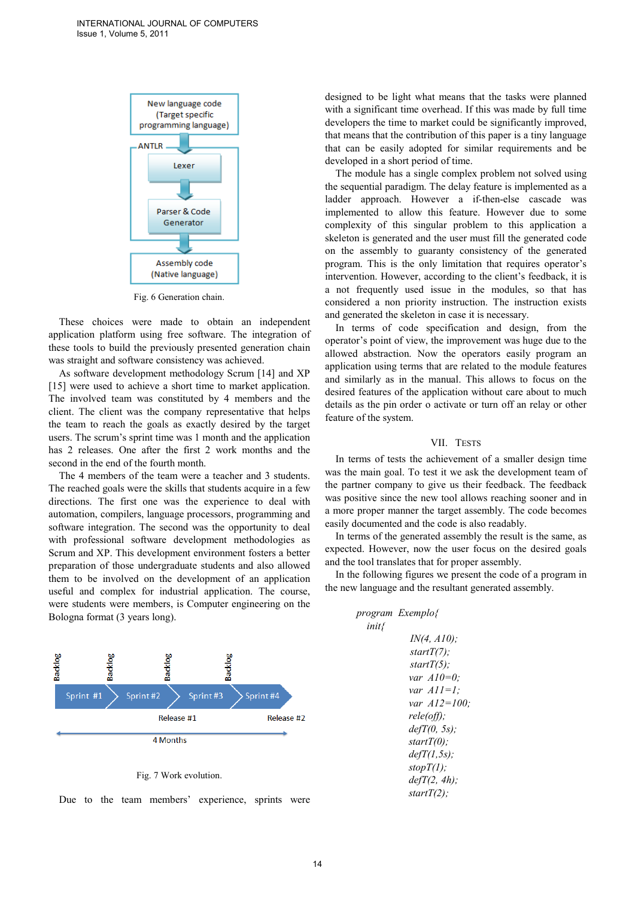Fig. 6 Generation chain.

These choices were made to obtain an independent application platform using free software. The integration of these tools to build the previously presented generation chain was straight and software consistency was achieved.

As software development methodology Scrum [14] and XP [15] were used to achieve a short time to market application. The involved team was constituted by 4 members and the client. The client was the company representative that helps the team to reach the goals as exactly desired by the target users. The scrum's sprint time was 1 month and the application has 2 releases. One after the first 2 work months and the second in the end of the fourth month.

The 4 members of the team were a teacher and 3 students. The reached goals were the skills that students acquire in a few directions. The first one was the experience to deal with automation, compilers, language processors, programming and software integration. The second was the opportunity to deal with professional software development methodologies as Scrum and XP. This development environment fosters a better preparation of those undergraduate students and also allowed them to be involved on the development of an application useful and complex for industrial application. The course, were students were members, is Computer engineering on the Bologna format (3 years long).

Fig. 7 Work evolution.

Due to the team members' experience, sprints were designed to be light what means that the tasks were planned with a significant time overhead. If this was made by full time developers the time to market could be significantly improved, that means that the contribution of this paper is a tiny language that can be easily adopted for similar requirements and be developed in a short period of time.

The module has a single complex problem not solved using the sequential paradigm. The delay feature is implemented as a ladder approach. However a if-then-else cascade was implemented to allow this feature. However due to some complexity of this singular problem to this application a skeleton is the generated code and the user must fill the generated code on the assembly to guaranty consistency of the generated program. This is the only limitation that requires operator's intervention. However, according to the client's feedback, it is a not frequently used issue in the modules, so that has considered a non priority instruction. The instruction exists and generated the skeleton in case it is necessary.

In terms of code specification and design, from the operator's point of view, the improvement was huge due to the allowed abstraction. Now the operators easily program an application using terms that are related to the module features and similarly as in the manual. This allows to focus on the desired features of the application without care about to much details as the pin order o activate or turn off an relay or other feature of the system.

## VII. Tests

In terms of tests the achievement of a smaller design time was the main goal. To test it we ask the development team of the partner company to give us their feedback. The feedback was positive since the new tool allows reaching sooner and in a more proper manner the target assembly. The code becomes easily documented and the code is also readably.

In terms of the generated assembly the result is the same, as expected. However, now the user focus on the desired goals and the tool translates that for proper assembly.

In the following figures we present the code of a program in the new language and the resultant generated assembly.

```
program Exemplo{
  init{
        IN(4, A10);
        startT(7);
        startT(5);
        var A10=0;
        var A11=1;
        var A12=100;
        rele(off);
        defT(0, 5s);
        startT(0);
        defT(1,5s);
        stopT(1);
        defT(2, 4h);
        startT(2);
```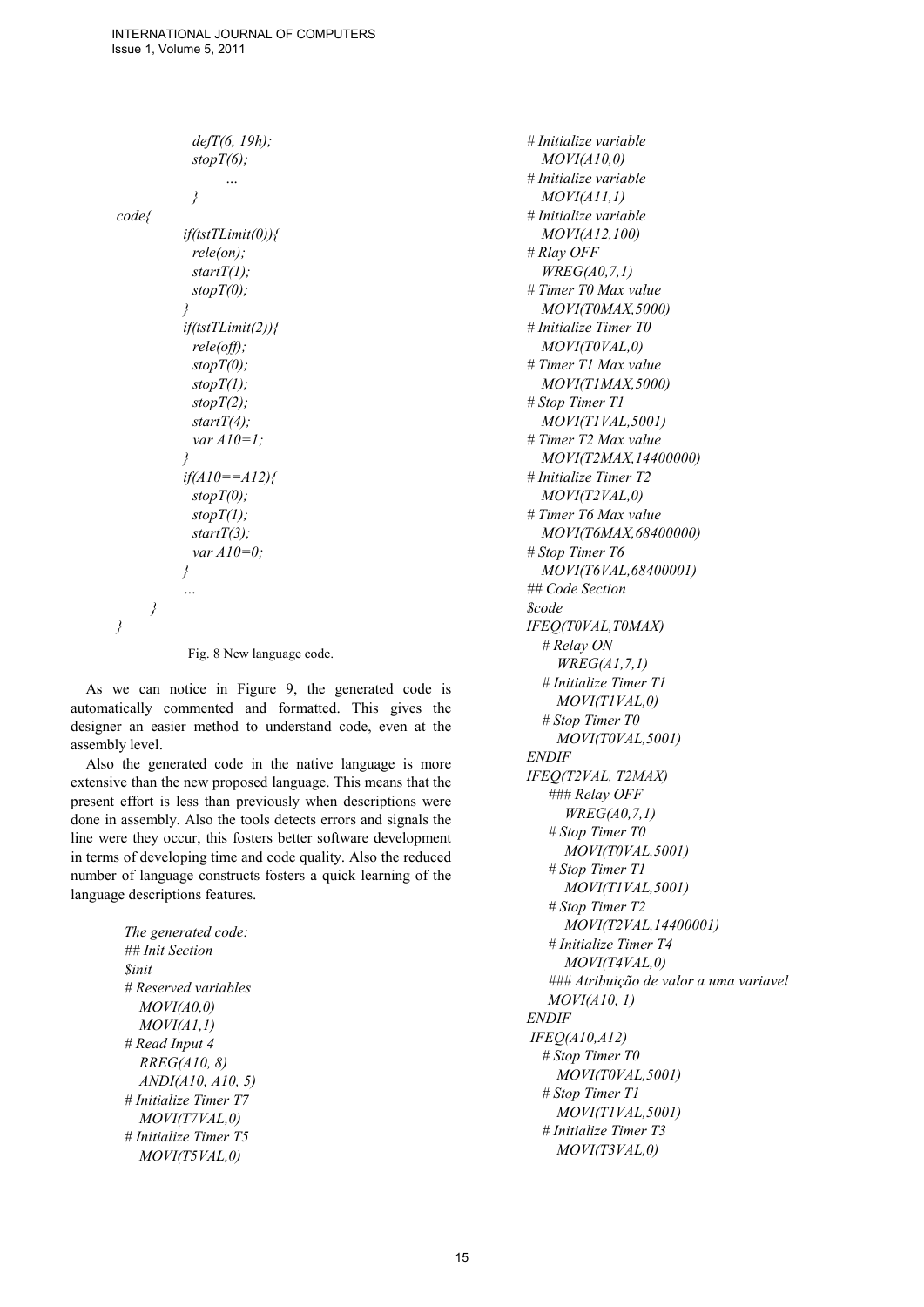```
            defT(6, 19h);
            stopT(6);
                ...
            }
code{
          if(tstTLimit(0)){
            rele(on);
            startT(1);
            stopT(0);
          }
          if(tstTLimit(2)){
            rele(off);
            stopT(0);
            stopT(1);
            stopT(2);
            startT(4);
            var A10=1;
          }
          if(A10==A12){
            stopT(0);
            stopT(1);
            startT(3);
            var A10=0;
          }
          ...
     }
}
```

Fig. 8 New language code.

As we can notice in Figure 9, the generated code is automatically commented and formatted. This gives the designer an easier method to understand code, even at the assembly level.

Also the generated code in the native language is more extensive than the new proposed language. This means that the present effort is less than previously when descriptions were done in assembly. Also the tools detects errors and signals the line were they occur, this fosters better software development in terms of developing time and code quality. Also the reduced number of language constructs fosters a quick learning of the language descriptions features.

```
The generated code:
## Init Section
$init
# Reserved variables
   MOVI(A0,0)
   MOVI(A1,1)
# Read Input 4
   RREG(A10, 8)
   ANDI(A10, A10, 5)
# Initialize Timer T7
   MOVI(T7VAL,0)
# Initialize Timer T5
   MOVI(T5VAL,0)
# Initialize variable
   MOVI(A10,0)
# Initialize variable
   MOVI(A11,1)
# Initialize variable
   MOVI(A12,100)
# Rlay OFF
   WREG(A0,7,1)
# Timer T0 Max value
   MOVI(T0MAX,5000)
# Initialize Timer T0
   MOVI(T0VAL,0)
# Timer T1 Max value
   MOVI(T1MAX,5000)
# Stop Timer T1
   MOVI(T1VAL,5001)
# Timer T2 Max value
   MOVI(T2MAX,14400000)
# Initialize Timer T2
   MOVI(T2VAL,0)
# Timer T6 Max value
   MOVI(T6MAX,68400000)
# Stop Timer T6
   MOVI(T6VAL,68400001)
## Code Section
$code
IFEQ(T0VAL,T0MAX)
   # Relay ON
     WREG(A1,7,1)
   # Initialize Timer T1
     MOVI(T1VAL,0)
   # Stop Timer T0
     MOVI(T0VAL,5001)
ENDIF
IFEQ(T2VAL, T2MAX)
    ### Relay OFF
       WREG(A0,7,1)
    # Stop Timer T0
       MOVI(T0VAL,5001)
    # Stop Timer T1
       MOVI(T1VAL,5001)
    # Stop Timer T2
       MOVI(T2VAL,14400001)
    # Initialize Timer T4
       MOVI(T4VAL,0)
    ### Atribuição de valor a uma variavel
    MOVI(A10, 1)
ENDIF
 IFEQ(A10,A12)
   # Stop Timer T0
      MOVI(T0VAL,5001)
   # Stop Timer T1
      MOVI(T1VAL,5001)
   # Initialize Timer T3
      MOVI(T3VAL,0)
```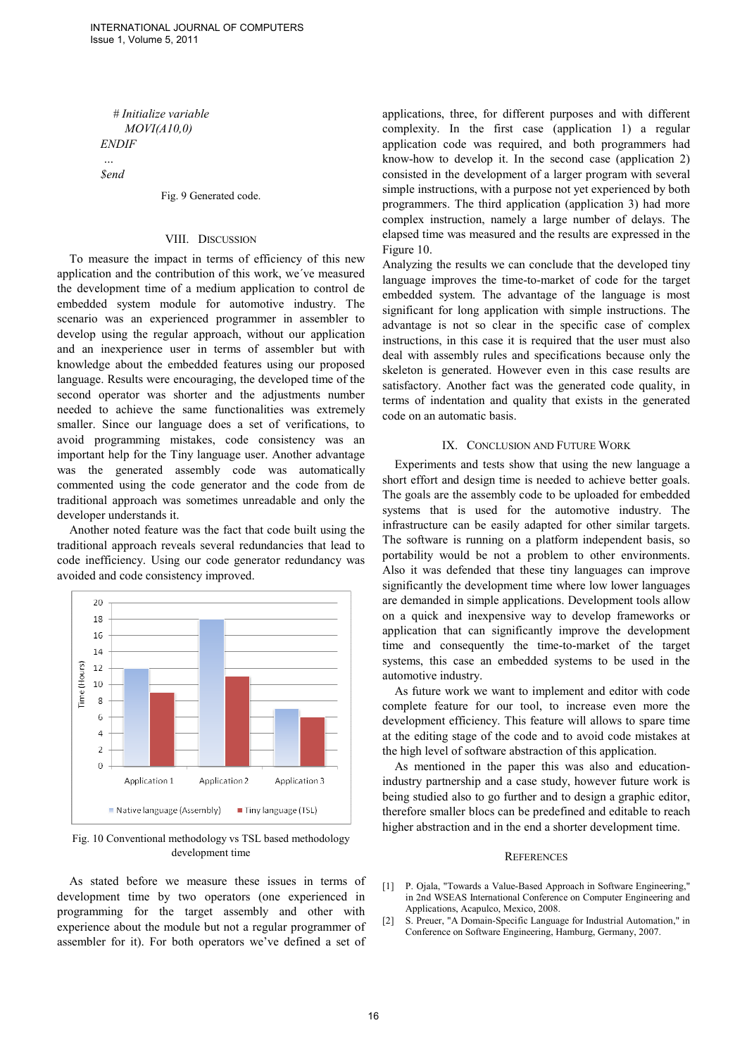```
    # Initialize variable
        MOVI(A10,0)
ENDIF
 ...
$end
```

Fig. 9 Generated code.

## VIII. Discussion

To measure the impact in terms of efficiency of this new application and the contribution of this work, we´ve measured the development time of a medium application to control de embedded system module for automotive industry. The scenario was an experienced programmer in assembler to develop using the regular approach, without our application and an inexperience user in terms of assembler but with knowledge about the embedded features using our proposed language. Results were encouraging, the developed time of the second operator was shorter and the adjustments number needed to achieve the same functionalities was extremely smaller. Since our language does a set of verifications, to avoid programming mistakes, code consistency was an important help for the Tiny language user. Another advantage was the generated assembly code was automatically commented using the code generator and the code from de traditional approach was sometimes unreadable and only the developer understands it.

Another noted feature was the fact that code built using the traditional approach reveals several redundancies that lead to code inefficiency. Using our code generator redundancy was avoided and code consistency improved.

Fig. 10 Conventional methodology vs TSL based methodology development time

As stated before we measure these issues in terms of development time by two operators (one experienced in programming for the target assembly and other with experience about the module but not a regular programmer of assembler for it). For both operators we've defined a set of applications, three, for different purposes and with different complexity. In the first case (application 1) a regular application code was required, and both programmers had know-how to develop it. In the second case (application 2) consisted in the development of a larger program with several simple instructions, with a purpose not yet experienced by both programmers. The third application (application 3) had more complex instruction, namely a large number of delays. The elapsed time was measured and the results are expressed in the Figure 10.

Analyzing the results we can conclude that the developed tiny language improves the time-to-market of code for the target embedded system. The advantage of the language is most significant for long application with simple instructions. The advantage is not so clear in the specific case of complex instructions, in this case it is required that the user must also deal with assembly rules and specifications because only the skeleton is generated. However even in this case results are satisfactory. Another fact was the generated code quality, in terms of indentation and quality that exists in the generated code on an automatic basis.

## IX. Conclusion and Future Work

Experiments and tests show that using the new language a short effort and design time is needed to achieve better goals. The goals are the assembly code to be uploaded for embedded systems that is used for the automotive industry. The infrastructure can be easily adapted for other similar targets. The software is running on a platform independent basis, so portability would be not a problem to other environments. Also it was defended that these tiny languages can improve significantly the development time where low lower languages are demanded in simple applications. Development tools allow on a quick and inexpensive way to develop frameworks or application that can significantly improve the development time and consequently the time-to-market of the target systems, this case an embedded systems to be used in the automotive industry.

As future work we want to implement and editor with code complete feature for our tool, to increase even more the development efficiency. This feature will allows to spare time at the editing stage of the code and to avoid code mistakes at the high level of software abstraction of this application.

As mentioned in the paper this was also and education-industry partnership and a case study, however future work is being studied also to go further and to design a graphic editor, therefore smaller blocs can be predefined and editable to reach higher abstraction and in the end a shorter development time.

## References

[1] P. Ojala, "Towards a Value-Based Approach in Software Engineering," in 2nd WSEAS International Conference on Computer Engineering and Applications, Acapulco, Mexico, 2008.

[2] S. Preuer, "A Domain-Specific Language for Industrial Automation," in Conference on Software Engineering, Hamburg, Germany, 2007.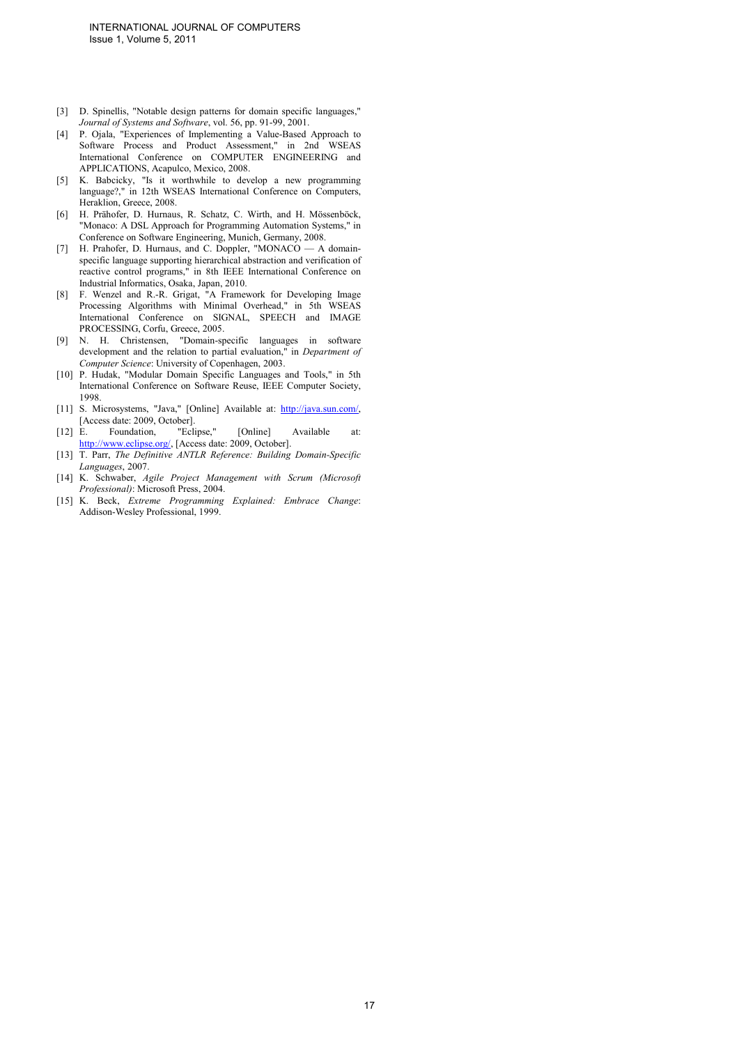[3] D. Spinellis, "Notable design patterns for domain specific languages," *Journal of Systems and Software*, vol. 56, pp. 91-99, 2001.

[4] P. Ojala, "Experiences of Implementing a Value-Based Approach to Software Process and Product Assessment," in 2nd WSEAS International Conference on COMPUTER ENGINEERING and APPLICATIONS, Acapulco, Mexico, 2008.

[5] K. Babcicky, "Is it worthwhile to develop a new programming language?," in 12th WSEAS International Conference on Computers, Heraklion, Greece, 2008.

[6] H. Prähofer, D. Hurnaus, R. Schatz, C. Wirth, and H. Mössenböck, "Monaco: A DSL Approach for Programming Automation Systems," in Conference on Software Engineering, Munich, Germany, 2008.

[7] H. Prahofer, D. Hurnaus, and C. Doppler, "MONACO — A domain-specific language supporting hierarchical abstraction and verification of reactive control programs," in 8th IEEE International Conference on Industrial Informatics, Osaka, Japan, 2010.

[8] F. Wenzel and R.-R. Grigat, "A Framework for Developing Image Processing Algorithms with Minimal Overhead," in 5th WSEAS International Conference on SIGNAL, SPEECH and IMAGE PROCESSING, Corfu, Greece, 2005.

[9] N. H. Christensen, "Domain-specific languages in software development and the relation to partial evaluation," in *Department of Computer Science*: University of Copenhagen, 2003.

[10] P. Hudak, "Modular Domain Specific Languages and Tools," in 5th International Conference on Software Reuse, IEEE Computer Society, 1998.

[11] S. Microsystems, "Java," [Online] Available at: http://java.sun.com/, [Access date: 2009, October].

[12] E. Foundation, "Eclipse," [Online] Available at: http://www.eclipse.org/, [Access date: 2009, October].

[13] T. Parr, *The Definitive ANTLR Reference: Building Domain-Specific Languages*, 2007.

[14] K. Schwaber, *Agile Project Management with Scrum (Microsoft Professional)*: Microsoft Press, 2004.

[15] K. Beck, *Extreme Programming Explained: Embrace Change*: Addison-Wesley Professional, 1999.